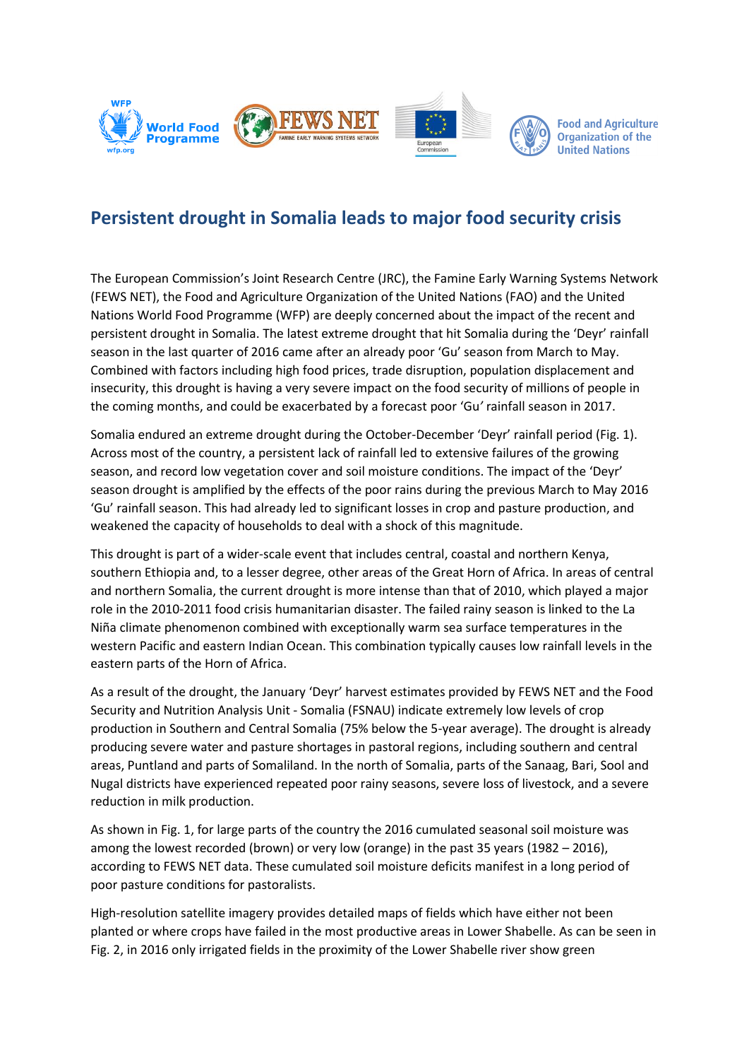# Persistent drought in Somalia leads to major food security crisis

The European Commission's Joint Research Centre (JRC), the Famine Early Warning Systems Network (FEWS NET), the Food and Agriculture Organization of the United Nations (FAO) and the United Nations World Food Programme (WFP) are deeply concerned about the impact of the recent and persistent drought in Somalia. The latest extreme drought that hit Somalia during the 'Deyr' rainfall season in the last quarter of 2016 came after an already poor 'Gu' season from March to May. Combined with factors including high food prices, trade disruption, population displacement and insecurity, this drought is having a very severe impact on the food security of millions of people in the coming months, and could be exacerbated by a forecast poor 'Gu' rainfall season in 2017.

Somalia endured an extreme drought during the October-December 'Deyr' rainfall period (Fig. 1). Across most of the country, a persistent lack of rainfall led to extensive failures of the growing season, and record low vegetation cover and soil moisture conditions. The impact of the 'Deyr' season drought is amplified by the effects of the poor rains during the previous March to May 2016 'Gu' rainfall season. This had already led to significant losses in crop and pasture production, and weakened the capacity of households to deal with a shock of this magnitude.

This drought is part of a wider-scale event that includes central, coastal and northern Kenya, southern Ethiopia and, to a lesser degree, other areas of the Great Horn of Africa. In areas of central and northern Somalia, the current drought is more intense than that of 2010, which played a major role in the 2010-2011 food crisis humanitarian disaster. The failed rainy season is linked to the La Niña climate phenomenon combined with exceptionally warm sea surface temperatures in the western Pacific and eastern Indian Ocean. This combination typically causes low rainfall levels in the eastern parts of the Horn of Africa.

As a result of the drought, the January 'Deyr' harvest estimates provided by FEWS NET and the Food Security and Nutrition Analysis Unit - Somalia (FSNAU) indicate extremely low levels of crop production in Southern and Central Somalia (75% below the 5-year average). The drought is already producing severe water and pasture shortages in pastoral regions, including southern and central areas, Puntland and parts of Somaliland. In the north of Somalia, parts of the Sanaag, Bari, Sool and Nugal districts have experienced repeated poor rainy seasons, severe loss of livestock, and a severe reduction in milk production.

As shown in Fig. 1, for large parts of the country the 2016 cumulated seasonal soil moisture was among the lowest recorded (brown) or very low (orange) in the past 35 years (1982 – 2016), according to FEWS NET data. These cumulated soil moisture deficits manifest in a long period of poor pasture conditions for pastoralists.

High-resolution satellite imagery provides detailed maps of fields which have either not been planted or where crops have failed in the most productive areas in Lower Shabelle. As can be seen in Fig. 2, in 2016 only irrigated fields in the proximity of the Lower Shabelle river show green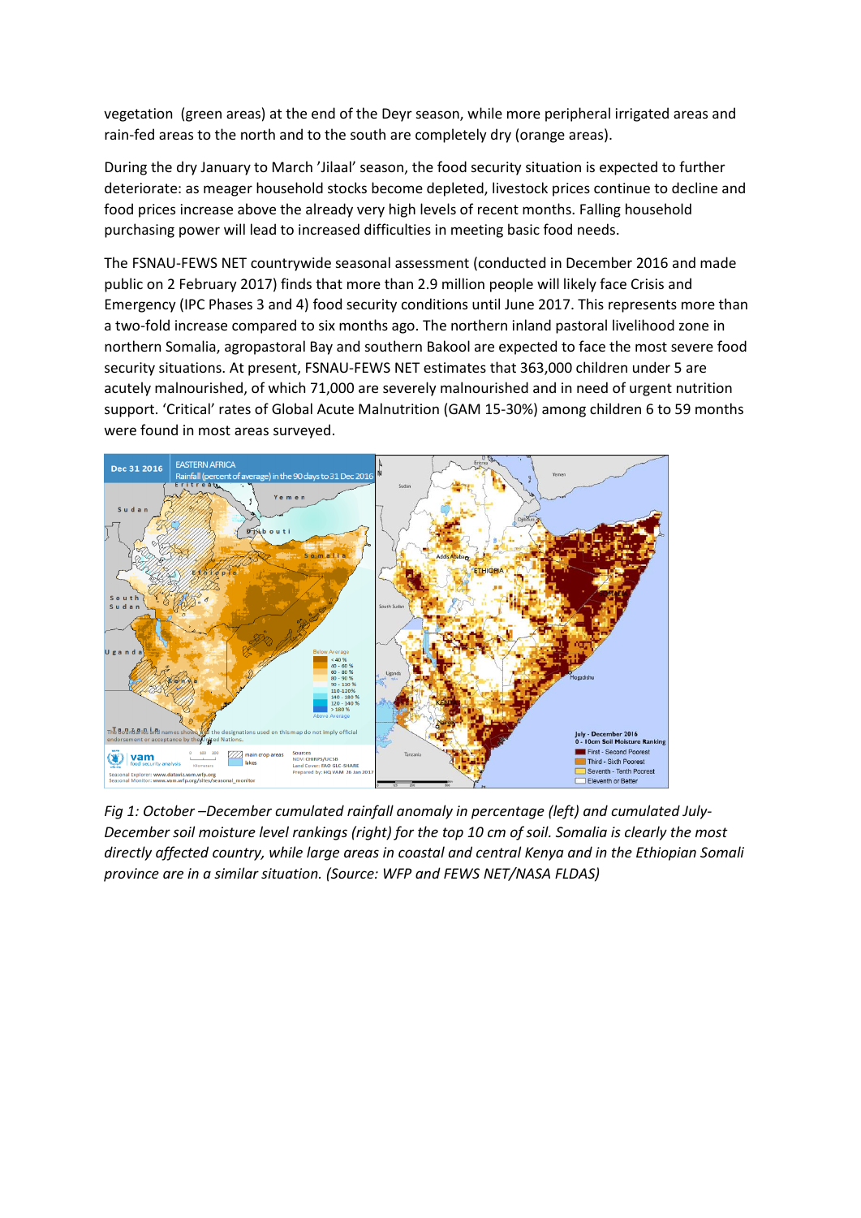vegetation (green areas) at the end of the Deyr season, while more peripheral irrigated areas and rain-fed areas to the north and to the south are completely dry (orange areas).

During the dry January to March 'Jilaal' season, the food security situation is expected to further deteriorate: as meager household stocks become depleted, livestock prices continue to decline and food prices increase above the already very high levels of recent months. Falling household purchasing power will lead to increased difficulties in meeting basic food needs.

The FSNAU-FEWS NET countrywide seasonal assessment (conducted in December 2016 and made public on 2 February 2017) finds that more than 2.9 million people will likely face Crisis and Emergency (IPC Phases 3 and 4) food security conditions until June 2017. This represents more than a two-fold increase compared to six months ago. The northern inland pastoral livelihood zone in northern Somalia, agropastoral Bay and southern Bakool are expected to face the most severe food security situations. At present, FSNAU-FEWS NET estimates that 363,000 children under 5 are acutely malnourished, of which 71,000 are severely malnourished and in need of urgent nutrition support. 'Critical' rates of Global Acute Malnutrition (GAM 15-30%) among children 6 to 59 months were found in most areas surveyed.

*Fig 1: October –December cumulated rainfall anomaly in percentage (left) and cumulated July-December soil moisture level rankings (right) for the top 10 cm of soil. Somalia is clearly the most directly affected country, while large areas in coastal and central Kenya and in the Ethiopian Somali province are in a similar situation. (Source: WFP and FEWS NET/NASA FLDAS)*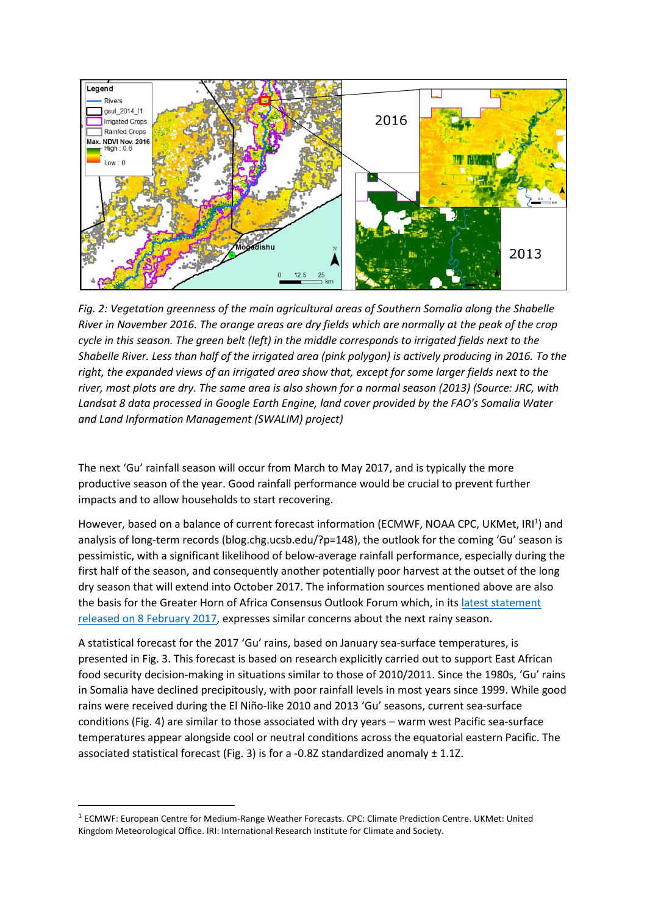*Fig. 2: Vegetation greenness of the main agricultural areas of Southern Somalia along the Shabelle River in November 2016. The orange areas are dry fields which are normally at the peak of the crop cycle in this season. The green belt (left) in the middle corresponds to irrigated fields next to the Shabelle River. Less than half of the irrigated area (pink polygon) is actively producing in 2016. To the right, the expanded views of an irrigated area show that, except for some larger fields next to the river, most plots are dry. The same area is also shown for a normal season (2013) (Source: JRC, with Landsat 8 data processed in Google Earth Engine, land cover provided by the FAO's Somalia Water and Land Information Management (SWALIM) project)*

The next 'Gu' rainfall season will occur from March to May 2017, and is typically the more productive season of the year. Good rainfall performance would be crucial to prevent further impacts and to allow households to start recovering.

However, based on a balance of current forecast information (ECMWF, NOAA CPC, UKMet, IRI[1]) and analysis of long-term records (blog.chg.ucsb.edu/?p=148), the outlook for the coming 'Gu' season is pessimistic, with a significant likelihood of below-average rainfall performance, especially during the first half of the season, and consequently another potentially poor harvest at the outset of the long dry season that will extend into October 2017. The information sources mentioned above are also the basis for the Greater Horn of Africa Consensus Outlook Forum which, in its latest statement released on 8 February 2017, expresses similar concerns about the next rainy season.

A statistical forecast for the 2017 'Gu' rains, based on January sea-surface temperatures, is presented in Fig. 3. This forecast is based on research explicitly carried out to support East African food security decision-making in situations similar to those of 2010/2011. Since the 1980s, 'Gu' rains in Somalia have declined precipitously, with poor rainfall levels in most years since 1999. While good rains were received during the El Niño-like 2010 and 2013 'Gu' seasons, current sea-surface conditions (Fig. 4) are similar to those associated with dry years – warm west Pacific sea-surface temperatures appear alongside cool or neutral conditions across the equatorial eastern Pacific. The associated statistical forecast (Fig. 3) is for a -0.8Z standardized anomaly ± 1.1Z.

[1] ECMWF: European Centre for Medium-Range Weather Forecasts. CPC: Climate Prediction Centre. UKMet: United Kingdom Meteorological Office. IRI: International Research Institute for Climate and Society.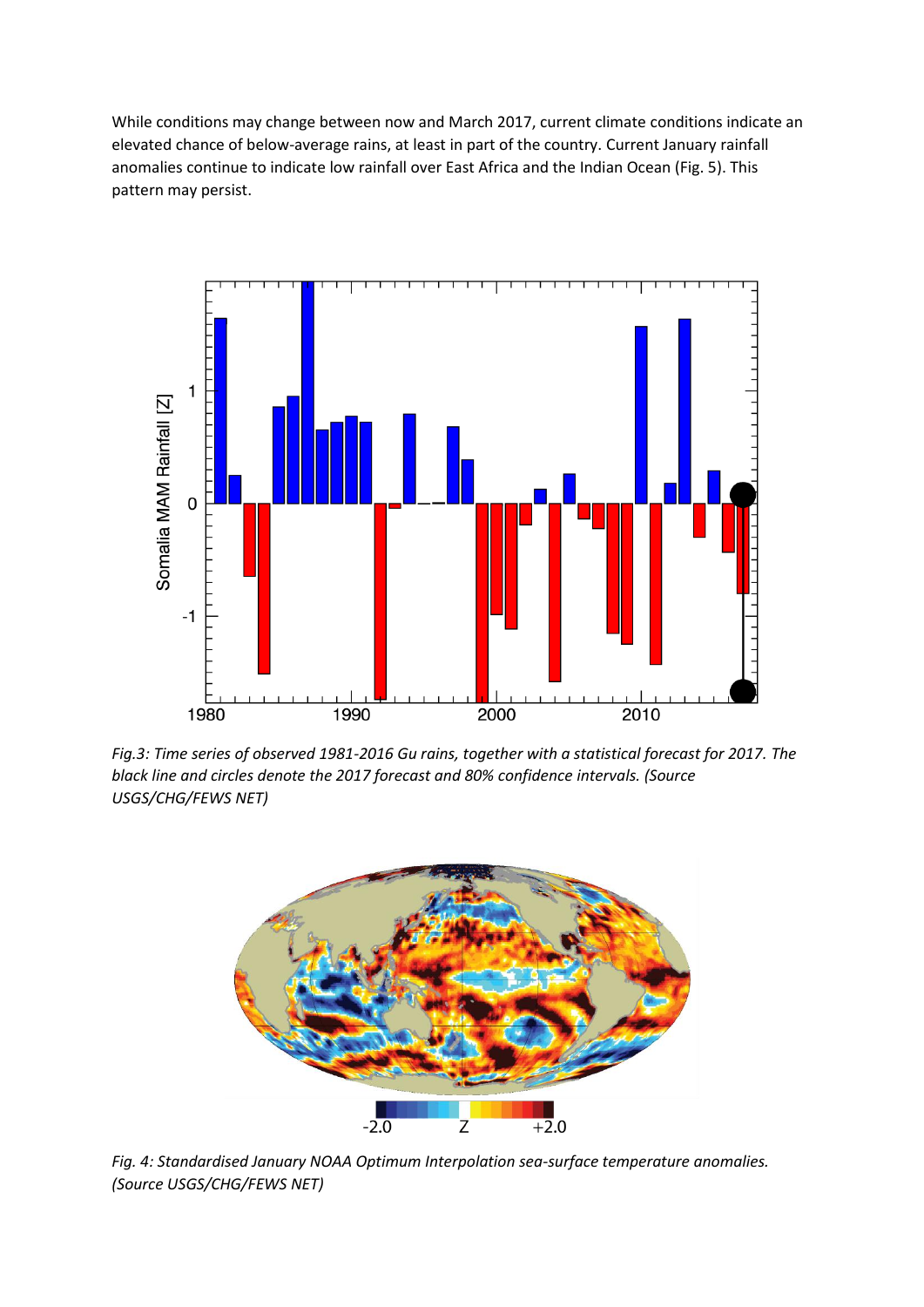While conditions may change between now and March 2017, current climate conditions indicate an elevated chance of below-average rains, at least in part of the country. Current January rainfall anomalies continue to indicate low rainfall over East Africa and the Indian Ocean (Fig. 5). This pattern may persist.

*Fig.3: Time series of observed 1981-2016 Gu rains, together with a statistical forecast for 2017. The black line and circles denote the 2017 forecast and 80% confidence intervals. (Source USGS/CHG/FEWS NET)*

*Fig. 4: Standardised January NOAA Optimum Interpolation sea-surface temperature anomalies. (Source USGS/CHG/FEWS NET)*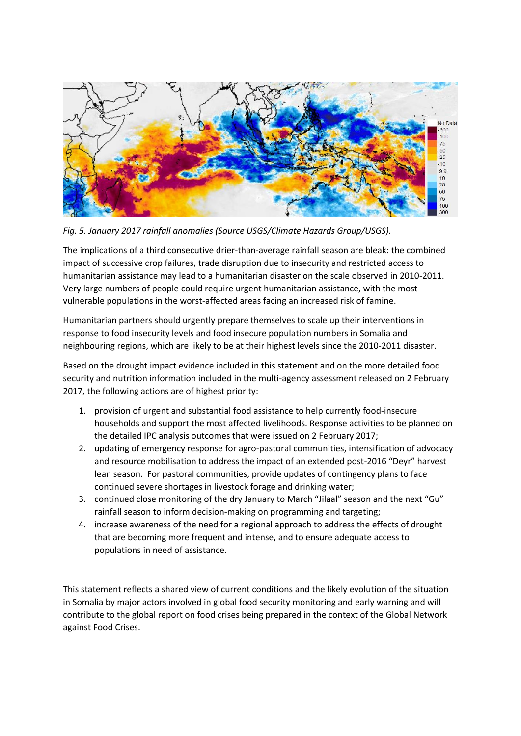*Fig. 5. January 2017 rainfall anomalies (Source USGS/Climate Hazards Group/USGS).*

The implications of a third consecutive drier-than-average rainfall season are bleak: the combined impact of successive crop failures, trade disruption due to insecurity and restricted access to humanitarian assistance may lead to a humanitarian disaster on the scale observed in 2010-2011. Very large numbers of people could require urgent humanitarian assistance, with the most vulnerable populations in the worst-affected areas facing an increased risk of famine.

Humanitarian partners should urgently prepare themselves to scale up their interventions in response to food insecurity levels and food insecure population numbers in Somalia and neighbouring regions, which are likely to be at their highest levels since the 2010-2011 disaster.

Based on the drought impact evidence included in this statement and on the more detailed food security and nutrition information included in the multi-agency assessment released on 2 February 2017, the following actions are of highest priority:

1. provision of urgent and substantial food assistance to help currently food-insecure households and support the most affected livelihoods. Response activities to be planned on the detailed IPC analysis outcomes that were issued on 2 February 2017;
2. updating of emergency response for agro-pastoral communities, intensification of advocacy and resource mobilisation to address the impact of an extended post-2016 "Deyr" harvest lean season. For pastoral communities, provide updates of contingency plans to face continued severe shortages in livestock forage and drinking water;
3. continued close monitoring of the dry January to March "Jilaal" season and the next "Gu" rainfall season to inform decision-making on programming and targeting;
4. increase awareness of the need for a regional approach to address the effects of drought that are becoming more frequent and intense, and to ensure adequate access to populations in need of assistance.

This statement reflects a shared view of current conditions and the likely evolution of the situation in Somalia by major actors involved in global food security monitoring and early warning and will contribute to the global report on food crises being prepared in the context of the Global Network against Food Crises.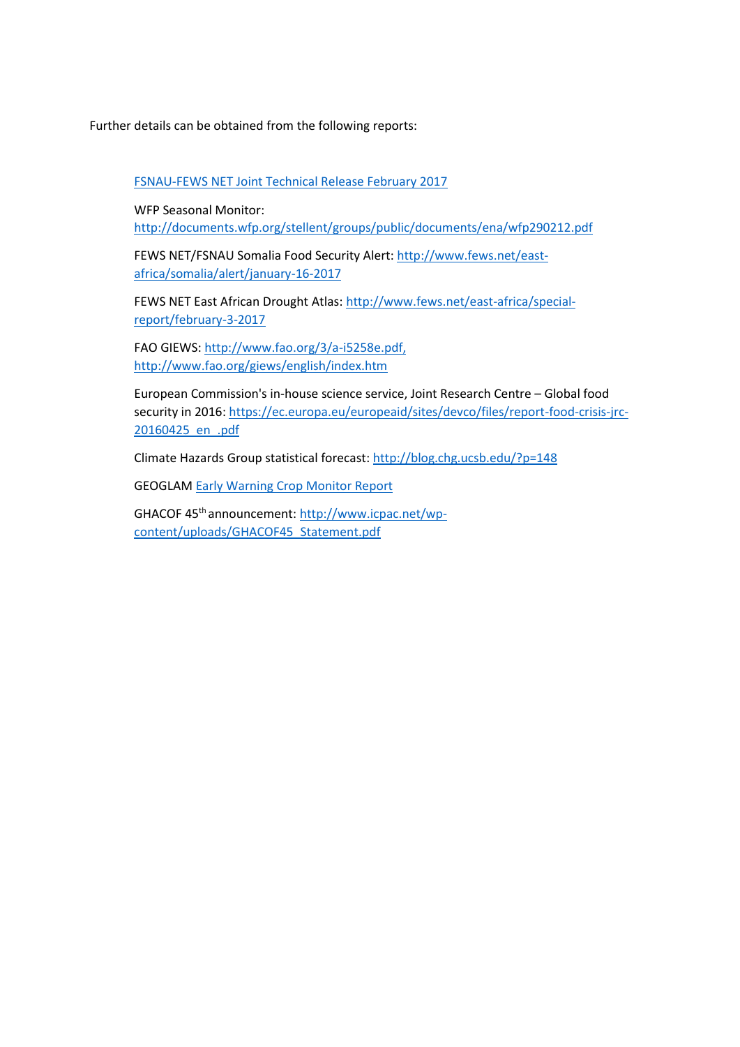Further details can be obtained from the following reports:

FSNAU-FEWS NET Joint Technical Release February 2017

WFP Seasonal Monitor: http://documents.wfp.org/stellent/groups/public/documents/ena/wfp290212.pdf

FEWS NET/FSNAU Somalia Food Security Alert: http://www.fews.net/east-africa/somalia/alert/january-16-2017

FEWS NET East African Drought Atlas: http://www.fews.net/east-africa/special-report/february-3-2017

FAO GIEWS: http://www.fao.org/3/a-i5258e.pdf, http://www.fao.org/giews/english/index.htm

European Commission's in-house science service, Joint Research Centre – Global food security in 2016: https://ec.europa.eu/europeaid/sites/devco/files/report-food-crisis-jrc-20160425_en_.pdf

Climate Hazards Group statistical forecast: http://blog.chg.ucsb.edu/?p=148

GEOGLAM Early Warning Crop Monitor Report

GHACOF 45th announcement: http://www.icpac.net/wp-content/uploads/GHACOF45_Statement.pdf